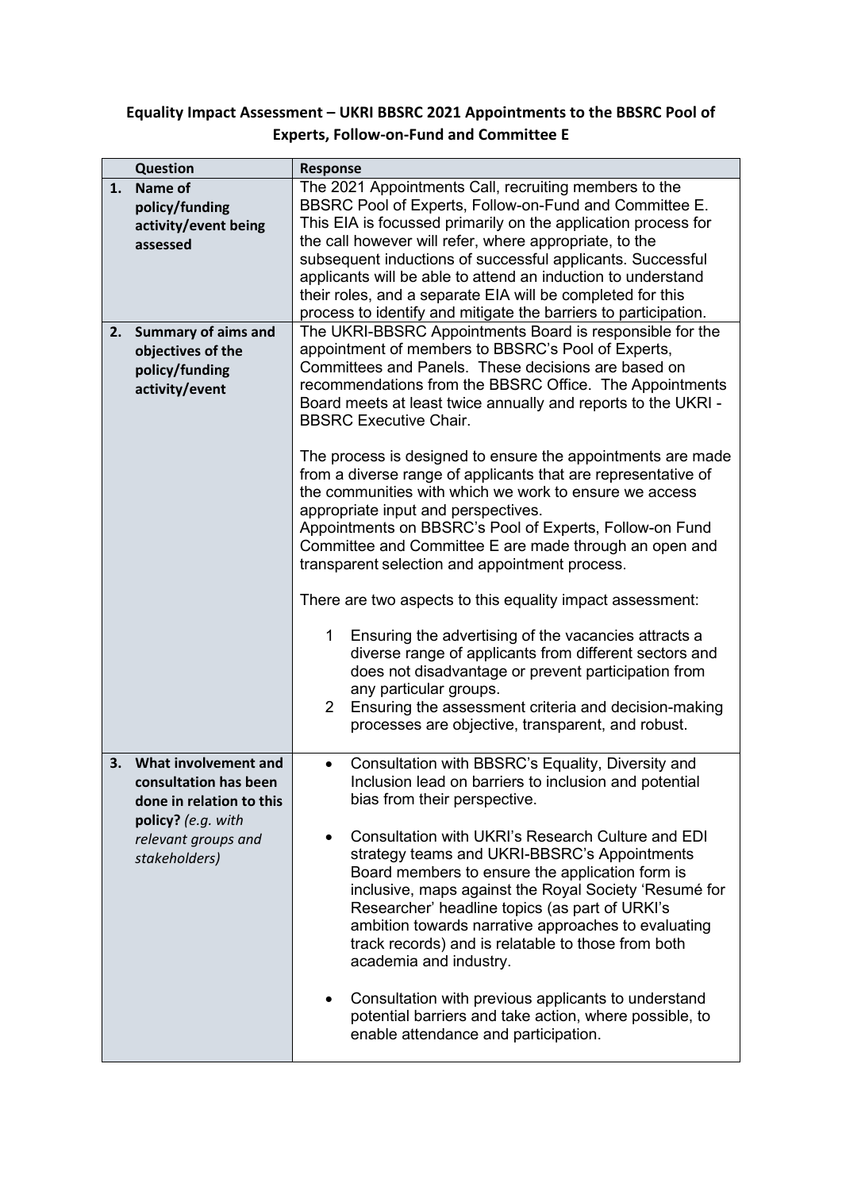# Equality Impact Assessment – UKRI BBSRC 2021 Appointments to the BBSRC Pool of Experts, Follow-on-Fund and Committee E

| | Question | Response |
|---|---|---|
| 1. | **Name of policy/funding activity/event being assessed** | The 2021 Appointments Call, recruiting members to the BBSRC Pool of Experts, Follow-on-Fund and Committee E. This EIA is focussed primarily on the application process for the call however will refer, where appropriate, to the subsequent inductions of successful applicants. Successful applicants will be able to attend an induction to understand their roles, and a separate EIA will be completed for this process to identify and mitigate the barriers to participation. |
| 2. | **Summary of aims and objectives of the policy/funding activity/event** | The UKRI-BBSRC Appointments Board is responsible for the appointment of members to BBSRC's Pool of Experts, Committees and Panels. These decisions are based on recommendations from the BBSRC Office. The Appointments Board meets at least twice annually and reports to the UKRI - BBSRC Executive Chair.<br><br>The process is designed to ensure the appointments are made from a diverse range of applicants that are representative of the communities with which we work to ensure we access appropriate input and perspectives.<br>Appointments on BBSRC's Pool of Experts, Follow-on Fund Committee and Committee E are made through an open and transparent selection and appointment process.<br><br>There are two aspects to this equality impact assessment:<br><br>1 Ensuring the advertising of the vacancies attracts a diverse range of applicants from different sectors and does not disadvantage or prevent participation from any particular groups.<br>2 Ensuring the assessment criteria and decision-making processes are objective, transparent, and robust. |
| 3. | **What involvement and consultation has been done in relation to this policy?** *(e.g. with relevant groups and stakeholders)* | • Consultation with BBSRC's Equality, Diversity and Inclusion lead on barriers to inclusion and potential bias from their perspective.<br><br>• Consultation with UKRI's Research Culture and EDI strategy teams and UKRI-BBSRC's Appointments Board members to ensure the application form is inclusive, maps against the Royal Society 'Resumé for Researcher' headline topics (as part of URKI's ambition towards narrative approaches to evaluating track records) and is relatable to those from both academia and industry.<br><br>• Consultation with previous applicants to understand potential barriers and take action, where possible, to enable attendance and participation. |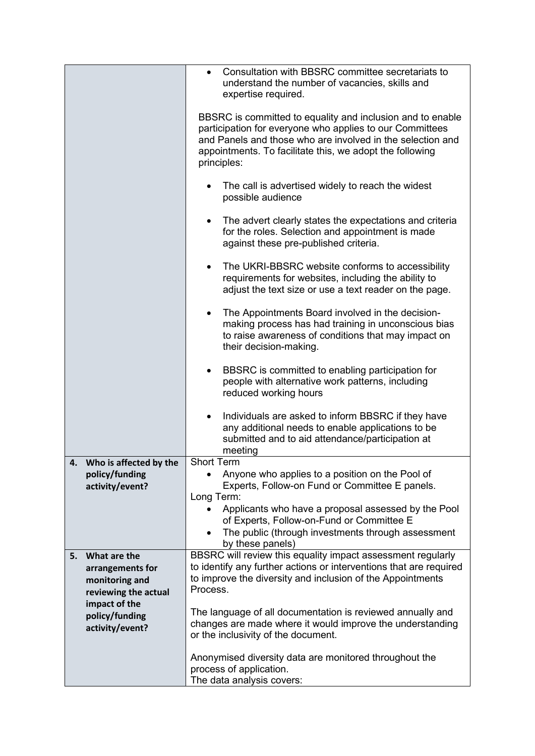| | |
|---|---|
| | • Consultation with BBSRC committee secretariats to understand the number of vacancies, skills and expertise required.<br><br>BBSRC is committed to equality and inclusion and to enable participation for everyone who applies to our Committees and Panels and those who are involved in the selection and appointments. To facilitate this, we adopt the following principles:<br><br>• The call is advertised widely to reach the widest possible audience<br><br>• The advert clearly states the expectations and criteria for the roles. Selection and appointment is made against these pre-published criteria.<br><br>• The UKRI-BBSRC website conforms to accessibility requirements for websites, including the ability to adjust the text size or use a text reader on the page.<br><br>• The Appointments Board involved in the decision-making process has had training in unconscious bias to raise awareness of conditions that may impact on their decision-making.<br><br>• BBSRC is committed to enabling participation for people with alternative work patterns, including reduced working hours<br><br>• Individuals are asked to inform BBSRC if they have any additional needs to enable applications to be submitted and to aid attendance/participation at meeting |
| **4. Who is affected by the policy/funding activity/event?** | Short Term<br>• Anyone who applies to a position on the Pool of Experts, Follow-on Fund or Committee E panels.<br>Long Term:<br>• Applicants who have a proposal assessed by the Pool of Experts, Follow-on-Fund or Committee E<br>• The public (through investments through assessment by these panels) |
| **5. What are the arrangements for monitoring and reviewing the actual impact of the policy/funding activity/event?** | BBSRC will review this equality impact assessment regularly to identify any further actions or interventions that are required to improve the diversity and inclusion of the Appointments Process.<br><br>The language of all documentation is reviewed annually and changes are made where it would improve the understanding or the inclusivity of the document.<br><br>Anonymised diversity data are monitored throughout the process of application.<br>The data analysis covers: |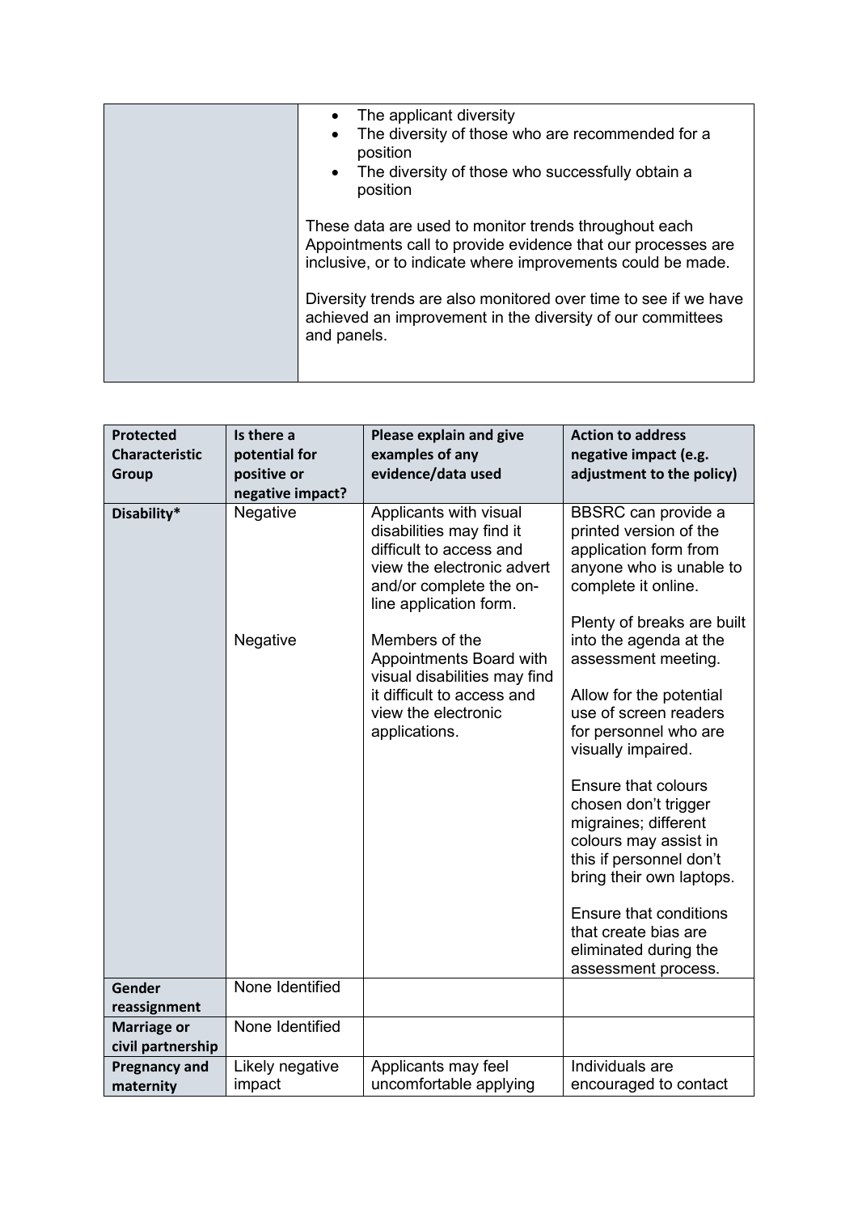| | |
|---|---|
| | • The applicant diversity<br>• The diversity of those who are recommended for a position<br>• The diversity of those who successfully obtain a position<br><br>These data are used to monitor trends throughout each Appointments call to provide evidence that our processes are inclusive, or to indicate where improvements could be made.<br><br>Diversity trends are also monitored over time to see if we have achieved an improvement in the diversity of our committees and panels. |

| **Protected Characteristic Group** | **Is there a potential for positive or negative impact?** | **Please explain and give examples of any evidence/data used** | **Action to address negative impact (e.g. adjustment to the policy)** |
|---|---|---|---|
| **Disability*** | Negative<br><br>Negative | Applicants with visual disabilities may find it difficult to access and view the electronic advert and/or complete the on-line application form.<br><br>Members of the Appointments Board with visual disabilities may find it difficult to access and view the electronic applications. | BBSRC can provide a printed version of the application form from anyone who is unable to complete it online.<br><br>Plenty of breaks are built into the agenda at the assessment meeting.<br><br>Allow for the potential use of screen readers for personnel who are visually impaired.<br><br>Ensure that colours chosen don't trigger migraines; different colours may assist in this if personnel don't bring their own laptops.<br><br>Ensure that conditions that create bias are eliminated during the assessment process. |
| **Gender reassignment** | None Identified | | |
| **Marriage or civil partnership** | None Identified | | |
| **Pregnancy and maternity** | Likely negative impact | Applicants may feel uncomfortable applying | Individuals are encouraged to contact |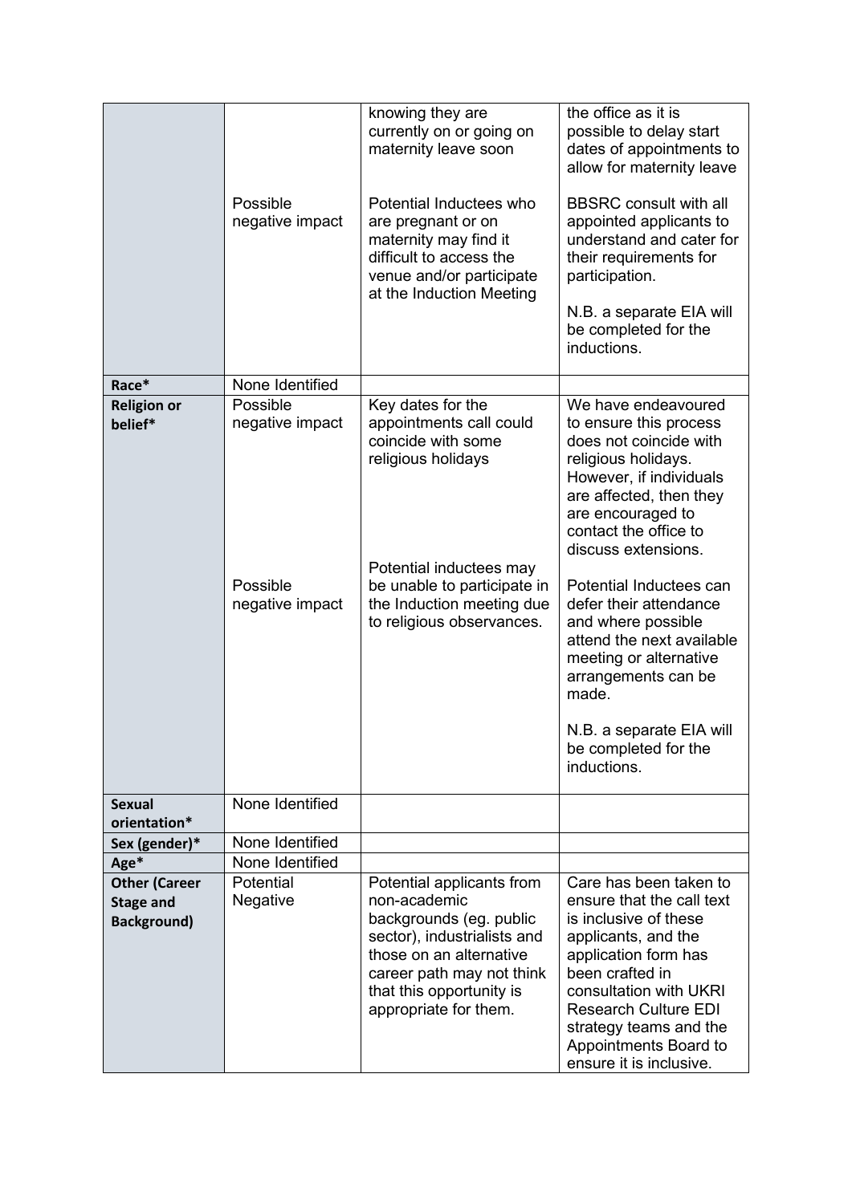| | | | |
|---|---|---|---|
| | | knowing they are currently on or going on maternity leave soon | the office as it is possible to delay start dates of appointments to allow for maternity leave |
| | Possible negative impact | Potential Inductees who are pregnant or on maternity may find it difficult to access the venue and/or participate at the Induction Meeting | BBSRC consult with all appointed applicants to understand and cater for their requirements for participation. N.B. a separate EIA will be completed for the inductions. |
| **Race*** | None Identified | | |
| **Religion or belief*** | Possible negative impact | Key dates for the appointments call could coincide with some religious holidays | We have endeavoured to ensure this process does not coincide with religious holidays. However, if individuals are affected, then they are encouraged to contact the office to discuss extensions. |
| | Possible negative impact | Potential inductees may be unable to participate in the Induction meeting due to religious observances. | Potential Inductees can defer their attendance and where possible attend the next available meeting or alternative arrangements can be made. N.B. a separate EIA will be completed for the inductions. |
| **Sexual orientation*** | None Identified | | |
| **Sex (gender)*** | None Identified | | |
| **Age*** | None Identified | | |
| **Other (Career Stage and Background)** | Potential Negative | Potential applicants from non-academic backgrounds (eg. public sector), industrialists and those on an alternative career path may not think that this opportunity is appropriate for them. | Care has been taken to ensure that the call text is inclusive of these applicants, and the application form has been crafted in consultation with UKRI Research Culture EDI strategy teams and the Appointments Board to ensure it is inclusive. |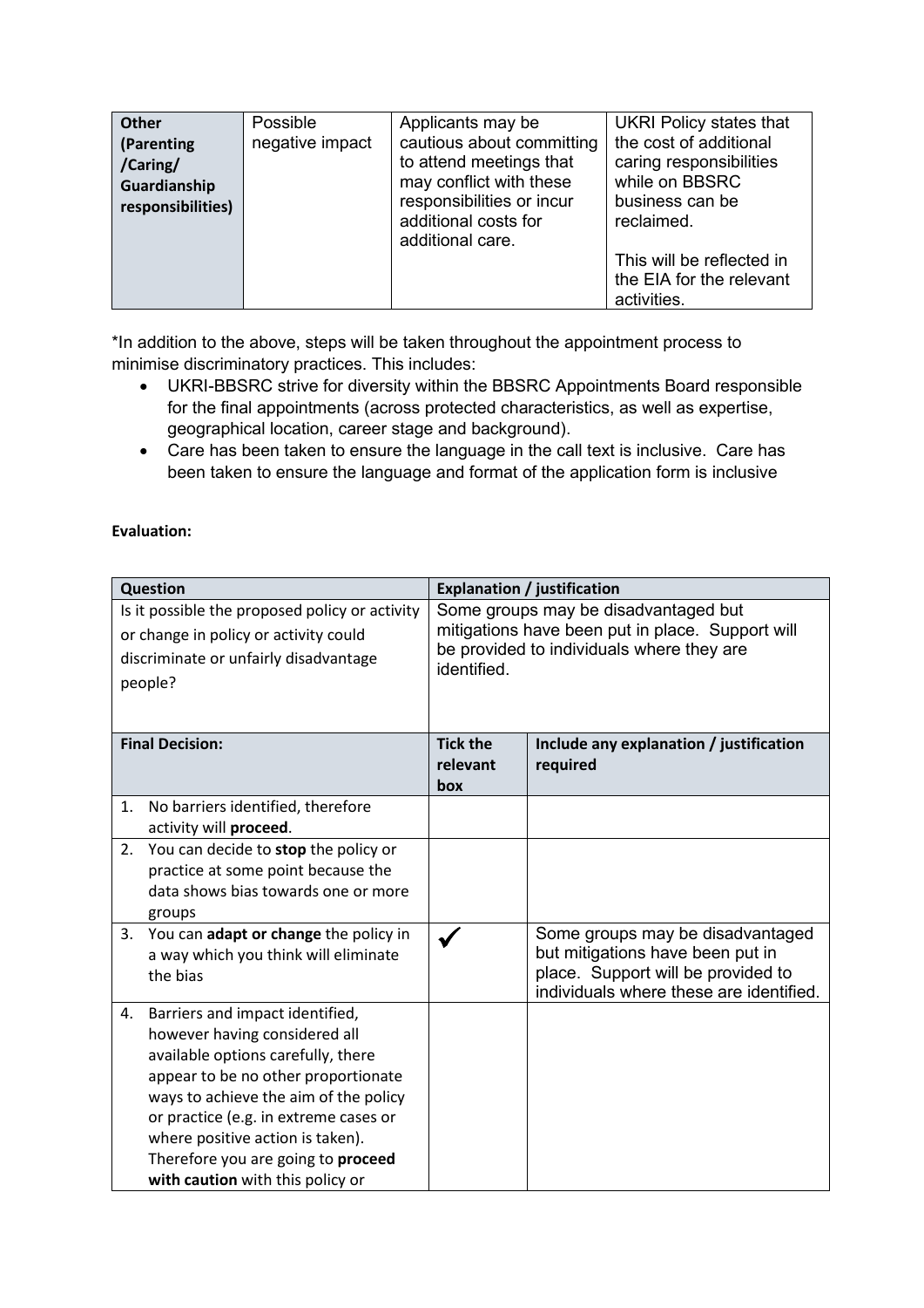| **Other (Parenting /Caring/ Guardianship responsibilities)** | Possible negative impact | Applicants may be cautious about committing to attend meetings that may conflict with these responsibilities or incur additional costs for additional care. | UKRI Policy states that the cost of additional caring responsibilities while on BBSRC business can be reclaimed.<br><br>This will be reflected in the EIA for the relevant activities. |
|---|---|---|---|

*In addition to the above, steps will be taken throughout the appointment process to minimise discriminatory practices. This includes:

- UKRI-BBSRC strive for diversity within the BBSRC Appointments Board responsible for the final appointments (across protected characteristics, as well as expertise, geographical location, career stage and background).
- Care has been taken to ensure the language in the call text is inclusive. Care has been taken to ensure the language and format of the application form is inclusive

**Evaluation:**

| **Question** | **Explanation / justification** | |
|---|---|---|
| Is it possible the proposed policy or activity or change in policy or activity could discriminate or unfairly disadvantage people? | Some groups may be disadvantaged but mitigations have been put in place. Support will be provided to individuals where they are identified. | |
| **Final Decision:** | **Tick the relevant box** | **Include any explanation / justification required** |
| 1. No barriers identified, therefore activity will **proceed**. | | |
| 2. You can decide to **stop** the policy or practice at some point because the data shows bias towards one or more groups | | |
| 3. You can **adapt or change** the policy in a way which you think will eliminate the bias | ✓ | Some groups may be disadvantaged but mitigations have been put in place. Support will be provided to individuals where these are identified. |
| 4. Barriers and impact identified, however having considered all available options carefully, there appear to be no other proportionate ways to achieve the aim of the policy or practice (e.g. in extreme cases or where positive action is taken). Therefore you are going to **proceed with caution** with this policy or | | |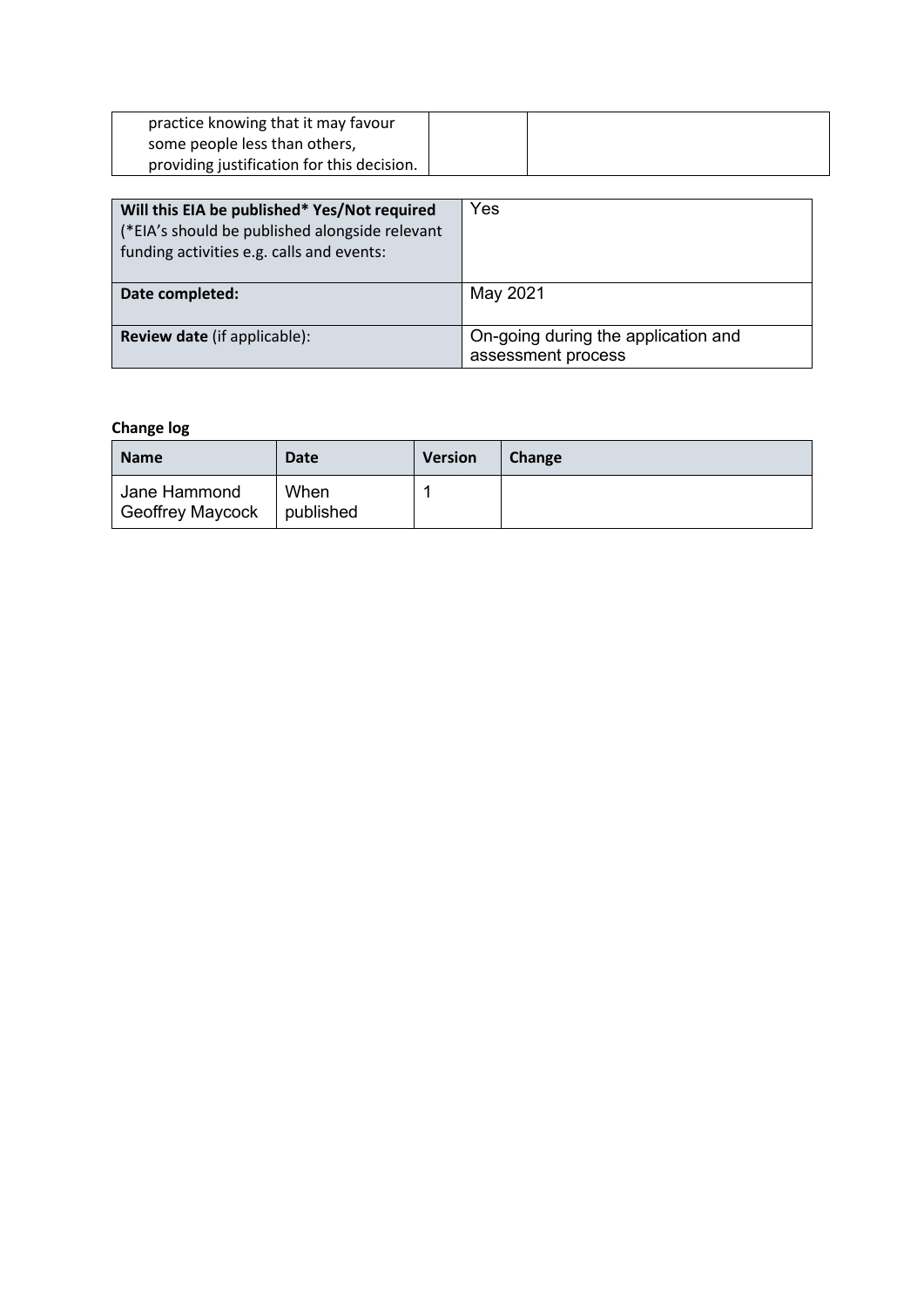| | | |
|---|---|---|
| practice knowing that it may favour some people less than others, providing justification for this decision. | | |

| | |
|---|---|
| **Will this EIA be published* Yes/Not required** (*EIA's should be published alongside relevant funding activities e.g. calls and events: | Yes |
| **Date completed:** | May 2021 |
| **Review date** (if applicable): | On-going during the application and assessment process |

**Change log**

| Name | Date | Version | Change |
|---|---|---|---|
| Jane Hammond Geoffrey Maycock | When published | 1 | |